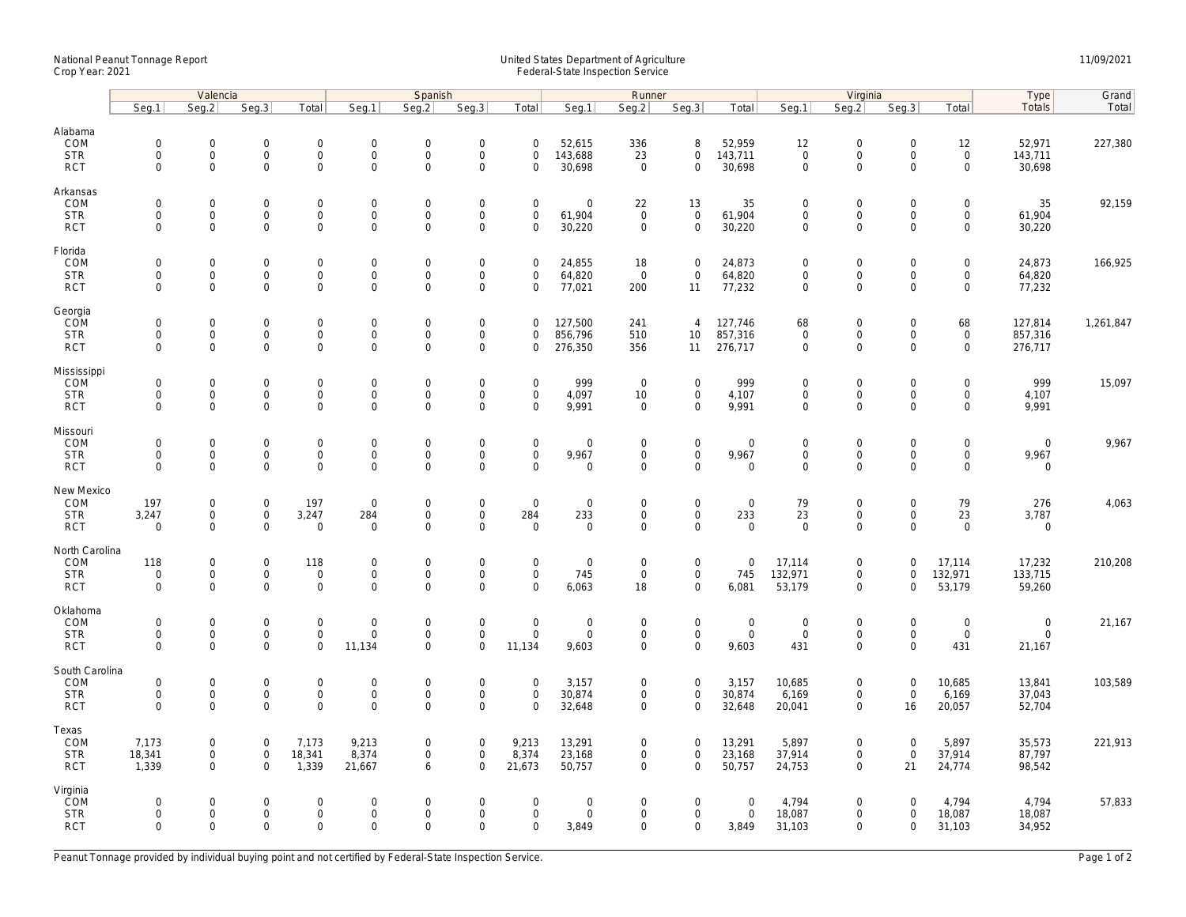National Peanut Tonnage Report
Crop Year: 2021

United States Department of Agriculture
Federal-State Inspection Service

11/09/2021

| | Valencia | | | | Spanish | | | | Runner | | | | Virginia | | | | Type | Grand |
|---|---|---|---|---|---|---|---|---|---|---|---|---|---|---|---|---|---|---|
| | Seg.1 | Seg.2 | Seg.3 | Total | Seg.1 | Seg.2 | Seg.3 | Total | Seg.1 | Seg.2 | Seg.3 | Total | Seg.1 | Seg.2 | Seg.3 | Total | Totals | Total |
| **Alabama** | | | | | | | | | | | | | | | | | | |
| COM | 0 | 0 | 0 | 0 | 0 | 0 | 0 | 0 | 52,615 | 336 | 8 | 52,959 | 12 | 0 | 0 | 12 | 52,971 | 227,380 |
| STR | 0 | 0 | 0 | 0 | 0 | 0 | 0 | 0 | 143,688 | 23 | 0 | 143,711 | 0 | 0 | 0 | 0 | 143,711 | |
| RCT | 0 | 0 | 0 | 0 | 0 | 0 | 0 | 0 | 30,698 | 0 | 0 | 30,698 | 0 | 0 | 0 | 0 | 30,698 | |
| **Arkansas** | | | | | | | | | | | | | | | | | | |
| COM | 0 | 0 | 0 | 0 | 0 | 0 | 0 | 0 | 0 | 22 | 13 | 35 | 0 | 0 | 0 | 0 | 35 | 92,159 |
| STR | 0 | 0 | 0 | 0 | 0 | 0 | 0 | 0 | 61,904 | 0 | 0 | 61,904 | 0 | 0 | 0 | 0 | 61,904 | |
| RCT | 0 | 0 | 0 | 0 | 0 | 0 | 0 | 0 | 30,220 | 0 | 0 | 30,220 | 0 | 0 | 0 | 0 | 30,220 | |
| **Florida** | | | | | | | | | | | | | | | | | | |
| COM | 0 | 0 | 0 | 0 | 0 | 0 | 0 | 0 | 24,855 | 18 | 0 | 24,873 | 0 | 0 | 0 | 0 | 24,873 | 166,925 |
| STR | 0 | 0 | 0 | 0 | 0 | 0 | 0 | 0 | 64,820 | 0 | 0 | 64,820 | 0 | 0 | 0 | 0 | 64,820 | |
| RCT | 0 | 0 | 0 | 0 | 0 | 0 | 0 | 0 | 77,021 | 200 | 11 | 77,232 | 0 | 0 | 0 | 0 | 77,232 | |
| **Georgia** | | | | | | | | | | | | | | | | | | |
| COM | 0 | 0 | 0 | 0 | 0 | 0 | 0 | 0 | 127,500 | 241 | 4 | 127,746 | 68 | 0 | 0 | 68 | 127,814 | 1,261,847 |
| STR | 0 | 0 | 0 | 0 | 0 | 0 | 0 | 0 | 856,796 | 510 | 10 | 857,316 | 0 | 0 | 0 | 0 | 857,316 | |
| RCT | 0 | 0 | 0 | 0 | 0 | 0 | 0 | 0 | 276,350 | 356 | 11 | 276,717 | 0 | 0 | 0 | 0 | 276,717 | |
| **Mississippi** | | | | | | | | | | | | | | | | | | |
| COM | 0 | 0 | 0 | 0 | 0 | 0 | 0 | 0 | 999 | 0 | 0 | 999 | 0 | 0 | 0 | 0 | 999 | 15,097 |
| STR | 0 | 0 | 0 | 0 | 0 | 0 | 0 | 0 | 4,097 | 10 | 0 | 4,107 | 0 | 0 | 0 | 0 | 4,107 | |
| RCT | 0 | 0 | 0 | 0 | 0 | 0 | 0 | 0 | 9,991 | 0 | 0 | 9,991 | 0 | 0 | 0 | 0 | 9,991 | |
| **Missouri** | | | | | | | | | | | | | | | | | | |
| COM | 0 | 0 | 0 | 0 | 0 | 0 | 0 | 0 | 0 | 0 | 0 | 0 | 0 | 0 | 0 | 0 | 0 | 9,967 |
| STR | 0 | 0 | 0 | 0 | 0 | 0 | 0 | 0 | 9,967 | 0 | 0 | 9,967 | 0 | 0 | 0 | 0 | 9,967 | |
| RCT | 0 | 0 | 0 | 0 | 0 | 0 | 0 | 0 | 0 | 0 | 0 | 0 | 0 | 0 | 0 | 0 | 0 | |
| **New Mexico** | | | | | | | | | | | | | | | | | | |
| COM | 197 | 0 | 0 | 197 | 0 | 0 | 0 | 0 | 0 | 0 | 0 | 0 | 79 | 0 | 0 | 79 | 276 | 4,063 |
| STR | 3,247 | 0 | 0 | 3,247 | 284 | 0 | 0 | 284 | 233 | 0 | 0 | 233 | 23 | 0 | 0 | 23 | 3,787 | |
| RCT | 0 | 0 | 0 | 0 | 0 | 0 | 0 | 0 | 0 | 0 | 0 | 0 | 0 | 0 | 0 | 0 | 0 | |
| **North Carolina** | | | | | | | | | | | | | | | | | | |
| COM | 118 | 0 | 0 | 118 | 0 | 0 | 0 | 0 | 0 | 0 | 0 | 0 | 17,114 | 0 | 0 | 17,114 | 17,232 | 210,208 |
| STR | 0 | 0 | 0 | 0 | 0 | 0 | 0 | 0 | 745 | 0 | 0 | 745 | 132,971 | 0 | 0 | 132,971 | 133,715 | |
| RCT | 0 | 0 | 0 | 0 | 0 | 0 | 0 | 0 | 6,063 | 18 | 0 | 6,081 | 53,179 | 0 | 0 | 53,179 | 59,260 | |
| **Oklahoma** | | | | | | | | | | | | | | | | | | |
| COM | 0 | 0 | 0 | 0 | 0 | 0 | 0 | 0 | 0 | 0 | 0 | 0 | 0 | 0 | 0 | 0 | 0 | 21,167 |
| STR | 0 | 0 | 0 | 0 | 0 | 0 | 0 | 0 | 0 | 0 | 0 | 0 | 0 | 0 | 0 | 0 | 0 | |
| RCT | 0 | 0 | 0 | 0 | 11,134 | 0 | 0 | 11,134 | 9,603 | 0 | 0 | 9,603 | 431 | 0 | 0 | 431 | 21,167 | |
| **South Carolina** | | | | | | | | | | | | | | | | | | |
| COM | 0 | 0 | 0 | 0 | 0 | 0 | 0 | 0 | 3,157 | 0 | 0 | 3,157 | 10,685 | 0 | 0 | 10,685 | 13,841 | 103,589 |
| STR | 0 | 0 | 0 | 0 | 0 | 0 | 0 | 0 | 30,874 | 0 | 0 | 30,874 | 6,169 | 0 | 0 | 6,169 | 37,043 | |
| RCT | 0 | 0 | 0 | 0 | 0 | 0 | 0 | 0 | 32,648 | 0 | 0 | 32,648 | 20,041 | 0 | 16 | 20,057 | 52,704 | |
| **Texas** | | | | | | | | | | | | | | | | | | |
| COM | 7,173 | 0 | 0 | 7,173 | 9,213 | 0 | 0 | 9,213 | 13,291 | 0 | 0 | 13,291 | 5,897 | 0 | 0 | 5,897 | 35,573 | 221,913 |
| STR | 18,341 | 0 | 0 | 18,341 | 8,374 | 0 | 0 | 8,374 | 23,168 | 0 | 0 | 23,168 | 37,914 | 0 | 0 | 37,914 | 87,797 | |
| RCT | 1,339 | 0 | 0 | 1,339 | 21,667 | 6 | 0 | 21,673 | 50,757 | 0 | 0 | 50,757 | 24,753 | 0 | 21 | 24,774 | 98,542 | |
| **Virginia** | | | | | | | | | | | | | | | | | | |
| COM | 0 | 0 | 0 | 0 | 0 | 0 | 0 | 0 | 0 | 0 | 0 | 0 | 4,794 | 0 | 0 | 4,794 | 4,794 | 57,833 |
| STR | 0 | 0 | 0 | 0 | 0 | 0 | 0 | 0 | 0 | 0 | 0 | 0 | 18,087 | 0 | 0 | 18,087 | 18,087 | |
| RCT | 0 | 0 | 0 | 0 | 0 | 0 | 0 | 0 | 3,849 | 0 | 0 | 3,849 | 31,103 | 0 | 0 | 31,103 | 34,952 | |

Peanut Tonnage provided by individual buying point and not certified by Federal-State Inspection Service.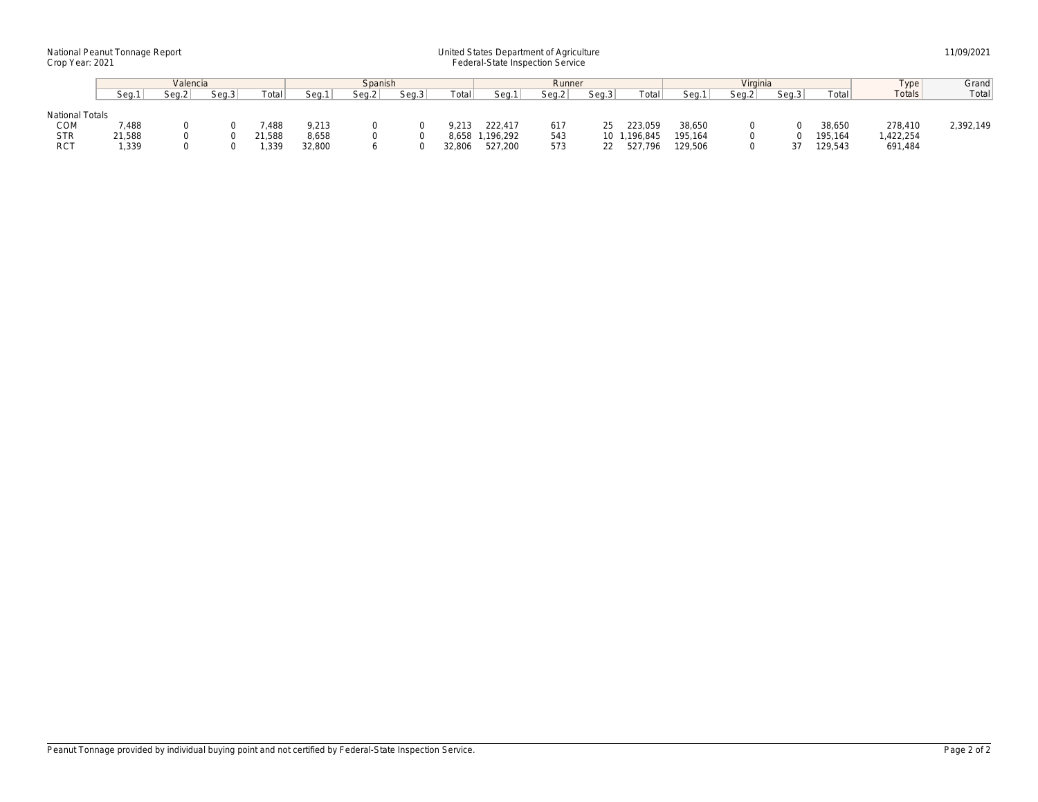National Peanut Tonnage Report
Crop Year: 2021

United States Department of Agriculture
Federal-State Inspection Service

11/09/2021

| | Valencia | | | | Spanish | | | | Runner | | | | Virginia | | | | Type | Grand |
|---|---|---|---|---|---|---|---|---|---|---|---|---|---|---|---|---|---|---|
| | Seg.1 | Seg.2 | Seg.3 | Total | Seg.1 | Seg.2 | Seg.3 | Total | Seg.1 | Seg.2 | Seg.3 | Total | Seg.1 | Seg.2 | Seg.3 | Total | Totals | Total |
| National Totals | | | | | | | | | | | | | | | | | | |
| COM | 7,488 | 0 | 0 | 7,488 | 9,213 | 0 | 0 | 9,213 | 222,417 | 617 | 25 | 223,059 | 38,650 | 0 | 0 | 38,650 | 278,410 | 2,392,149 |
| STR | 21,588 | 0 | 0 | 21,588 | 8,658 | 0 | 0 | 8,658 | 1,196,292 | 543 | 10 | 1,196,845 | 195,164 | 0 | 0 | 195,164 | 1,422,254 | |
| RCT | 1,339 | 0 | 0 | 1,339 | 32,800 | 6 | 0 | 32,806 | 527,200 | 573 | 22 | 527,796 | 129,506 | 0 | 37 | 129,543 | 691,484 | |

Peanut Tonnage provided by individual buying point and not certified by Federal-State Inspection Service.